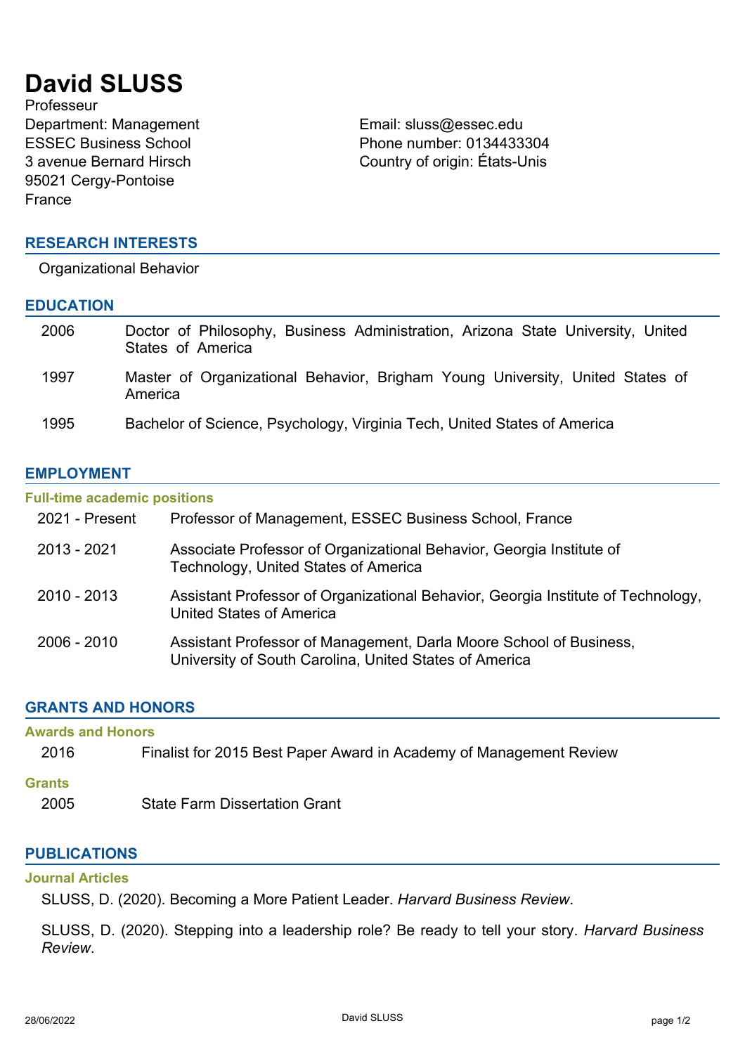# David SLUSS

Professeur
Department: Management
ESSEC Business School
3 avenue Bernard Hirsch
95021 Cergy-Pontoise
France

Email: sluss@essec.edu
Phone number: 0134433304
Country of origin: États-Unis

## RESEARCH INTERESTS

Organizational Behavior

## EDUCATION

| | |
|---|---|
| 2006 | Doctor of Philosophy, Business Administration, Arizona State University, United States of America |
| 1997 | Master of Organizational Behavior, Brigham Young University, United States of America |
| 1995 | Bachelor of Science, Psychology, Virginia Tech, United States of America |

## EMPLOYMENT

### Full-time academic positions

| | |
|---|---|
| 2021 - Present | Professor of Management, ESSEC Business School, France |
| 2013 - 2021 | Associate Professor of Organizational Behavior, Georgia Institute of Technology, United States of America |
| 2010 - 2013 | Assistant Professor of Organizational Behavior, Georgia Institute of Technology, United States of America |
| 2006 - 2010 | Assistant Professor of Management, Darla Moore School of Business, University of South Carolina, United States of America |

## GRANTS AND HONORS

### Awards and Honors

| | |
|---|---|
| 2016 | Finalist for 2015 Best Paper Award in Academy of Management Review |

### Grants

| | |
|---|---|
| 2005 | State Farm Dissertation Grant |

## PUBLICATIONS

### Journal Articles

SLUSS, D. (2020). Becoming a More Patient Leader. *Harvard Business Review*.

SLUSS, D. (2020). Stepping into a leadership role? Be ready to tell your story. *Harvard Business Review*.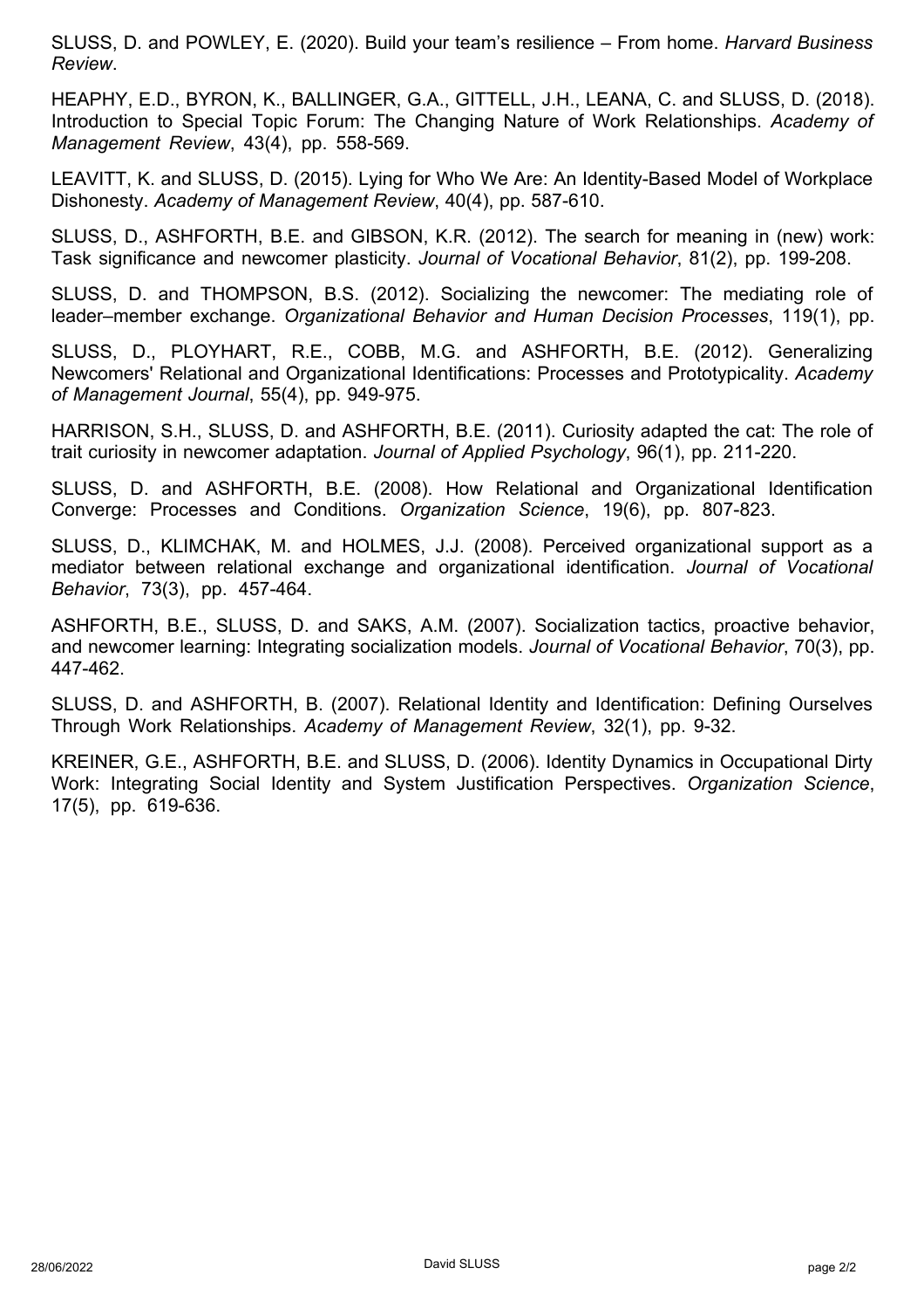SLUSS, D. and POWLEY, E. (2020). Build your team's resilience – From home. *Harvard Business Review*.

HEAPHY, E.D., BYRON, K., BALLINGER, G.A., GITTELL, J.H., LEANA, C. and SLUSS, D. (2018). Introduction to Special Topic Forum: The Changing Nature of Work Relationships. *Academy of Management Review*, 43(4), pp. 558-569.

LEAVITT, K. and SLUSS, D. (2015). Lying for Who We Are: An Identity-Based Model of Workplace Dishonesty. *Academy of Management Review*, 40(4), pp. 587-610.

SLUSS, D., ASHFORTH, B.E. and GIBSON, K.R. (2012). The search for meaning in (new) work: Task significance and newcomer plasticity. *Journal of Vocational Behavior*, 81(2), pp. 199-208.

SLUSS, D. and THOMPSON, B.S. (2012). Socializing the newcomer: The mediating role of leader–member exchange. *Organizational Behavior and Human Decision Processes*, 119(1), pp.

SLUSS, D., PLOYHART, R.E., COBB, M.G. and ASHFORTH, B.E. (2012). Generalizing Newcomers' Relational and Organizational Identifications: Processes and Prototypicality. *Academy of Management Journal*, 55(4), pp. 949-975.

HARRISON, S.H., SLUSS, D. and ASHFORTH, B.E. (2011). Curiosity adapted the cat: The role of trait curiosity in newcomer adaptation. *Journal of Applied Psychology*, 96(1), pp. 211-220.

SLUSS, D. and ASHFORTH, B.E. (2008). How Relational and Organizational Identification Converge: Processes and Conditions. *Organization Science*, 19(6), pp. 807-823.

SLUSS, D., KLIMCHAK, M. and HOLMES, J.J. (2008). Perceived organizational support as a mediator between relational exchange and organizational identification. *Journal of Vocational Behavior*, 73(3), pp. 457-464.

ASHFORTH, B.E., SLUSS, D. and SAKS, A.M. (2007). Socialization tactics, proactive behavior, and newcomer learning: Integrating socialization models. *Journal of Vocational Behavior*, 70(3), pp. 447-462.

SLUSS, D. and ASHFORTH, B. (2007). Relational Identity and Identification: Defining Ourselves Through Work Relationships. *Academy of Management Review*, 32(1), pp. 9-32.

KREINER, G.E., ASHFORTH, B.E. and SLUSS, D. (2006). Identity Dynamics in Occupational Dirty Work: Integrating Social Identity and System Justification Perspectives. *Organization Science*, 17(5), pp. 619-636.